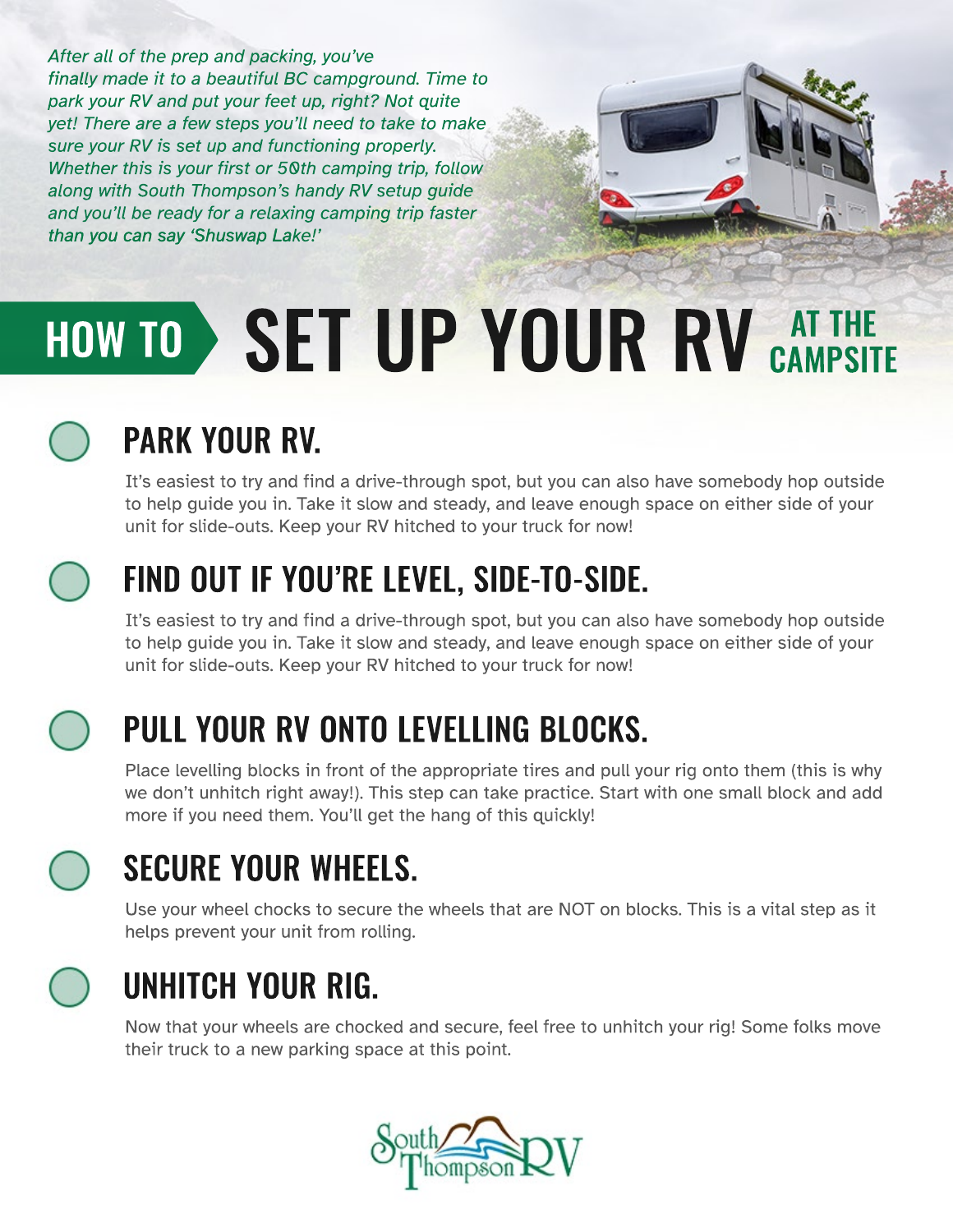*After all of the prep and packing, you've finally made it to a beautiful BC campground. Time to park your RV and put your feet up, right? Not quite yet! There are a few steps you'll need to take to make sure your RV is set up and functioning properly. Whether this is your first or 50th camping trip, follow along with South Thompson's handy RV setup guide and you'll be ready for a relaxing camping trip faster than you can say 'Shuswap Lake!'*

# HOW TO SET UP YOUR RV AT THE CAMPSITE

## PARK YOUR RV.

It's easiest to try and find a drive-through spot, but you can also have somebody hop outside to help guide you in. Take it slow and steady, and leave enough space on either side of your unit for slide-outs. Keep your RV hitched to your truck for now!

## FIND OUT IF YOU'RE LEVEL, SIDE-TO-SIDE.

It's easiest to try and find a drive-through spot, but you can also have somebody hop outside to help guide you in. Take it slow and steady, and leave enough space on either side of your unit for slide-outs. Keep your RV hitched to your truck for now!

## PULL YOUR RV ONTO LEVELLING BLOCKS.

Place levelling blocks in front of the appropriate tires and pull your rig onto them (this is why we don't unhitch right away!). This step can take practice. Start with one small block and add more if you need them. You'll get the hang of this quickly!

## SECURE YOUR WHEELS.

Use your wheel chocks to secure the wheels that are NOT on blocks. This is a vital step as it helps prevent your unit from rolling.

## UNHITCH YOUR RIG.

Now that your wheels are chocked and secure, feel free to unhitch your rig! Some folks move their truck to a new parking space at this point.

South Thompson RV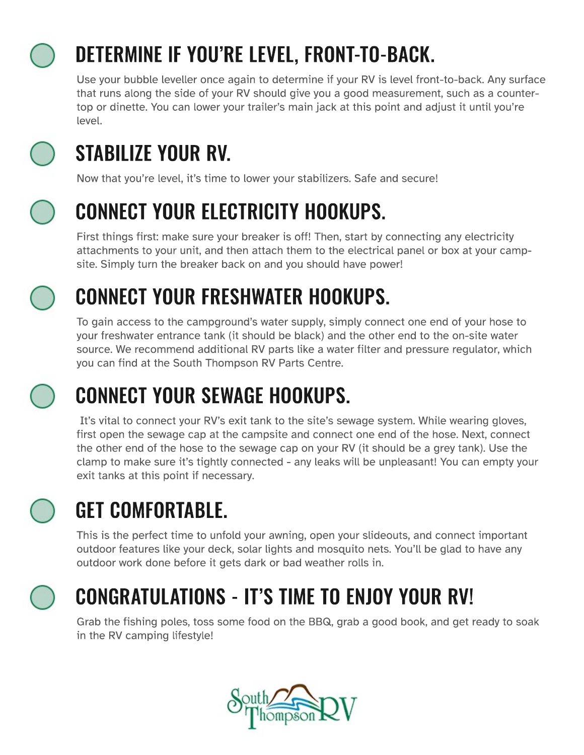## DETERMINE IF YOU'RE LEVEL, FRONT-TO-BACK.

Use your bubble leveller once again to determine if your RV is level front-to-back. Any surface that runs along the side of your RV should give you a good measurement, such as a counter-top or dinette. You can lower your trailer's main jack at this point and adjust it until you're level.

## STABILIZE YOUR RV.

Now that you're level, it's time to lower your stabilizers. Safe and secure!

## CONNECT YOUR ELECTRICITY HOOKUPS.

First things first: make sure your breaker is off! Then, start by connecting any electricity attachments to your unit, and then attach them to the electrical panel or box at your camp-site. Simply turn the breaker back on and you should have power!

## CONNECT YOUR FRESHWATER HOOKUPS.

To gain access to the campground's water supply, simply connect one end of your hose to your freshwater entrance tank (it should be black) and the other end to the on-site water source. We recommend additional RV parts like a water filter and pressure regulator, which you can find at the South Thompson RV Parts Centre.

## CONNECT YOUR SEWAGE HOOKUPS.

It's vital to connect your RV's exit tank to the site's sewage system. While wearing gloves, first open the sewage cap at the campsite and connect one end of the hose. Next, connect the other end of the hose to the sewage cap on your RV (it should be a grey tank). Use the clamp to make sure it's tightly connected - any leaks will be unpleasant! You can empty your exit tanks at this point if necessary.

## GET COMFORTABLE.

This is the perfect time to unfold your awning, open your slideouts, and connect important outdoor features like your deck, solar lights and mosquito nets. You'll be glad to have any outdoor work done before it gets dark or bad weather rolls in.

## CONGRATULATIONS - IT'S TIME TO ENJOY YOUR RV!

Grab the fishing poles, toss some food on the BBQ, grab a good book, and get ready to soak in the RV camping lifestyle!

South Thompson RV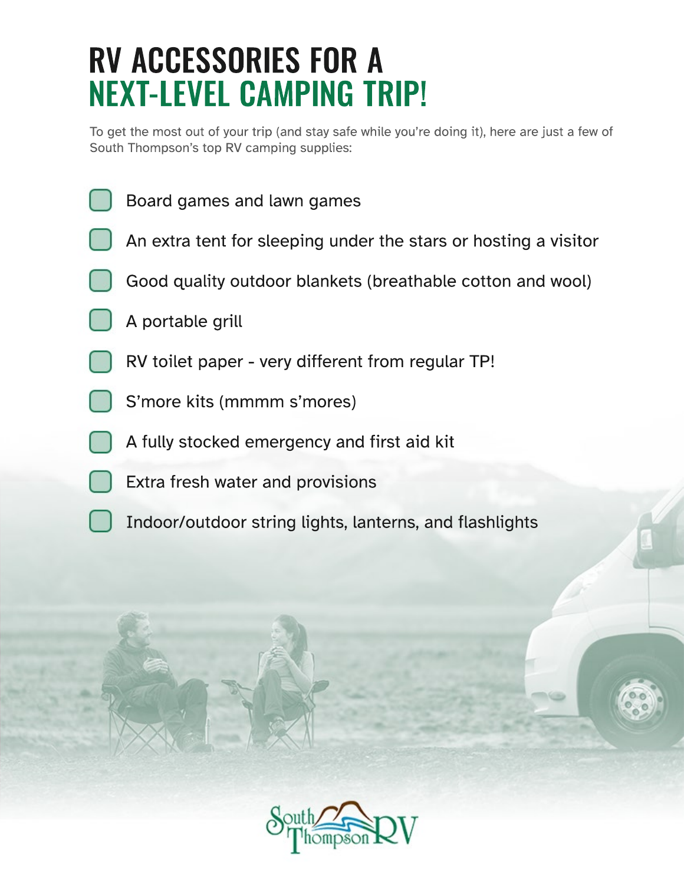# RV ACCESSORIES FOR A NEXT-LEVEL CAMPING TRIP!

To get the most out of your trip (and stay safe while you're doing it), here are just a few of South Thompson's top RV camping supplies:

- [ ] Board games and lawn games
- [ ] An extra tent for sleeping under the stars or hosting a visitor
- [ ] Good quality outdoor blankets (breathable cotton and wool)
- [ ] A portable grill
- [ ] RV toilet paper - very different from regular TP!
- [ ] S'more kits (mmmm s'mores)
- [ ] A fully stocked emergency and first aid kit
- [ ] Extra fresh water and provisions
- [ ] Indoor/outdoor string lights, lanterns, and flashlights

South Thompson RV